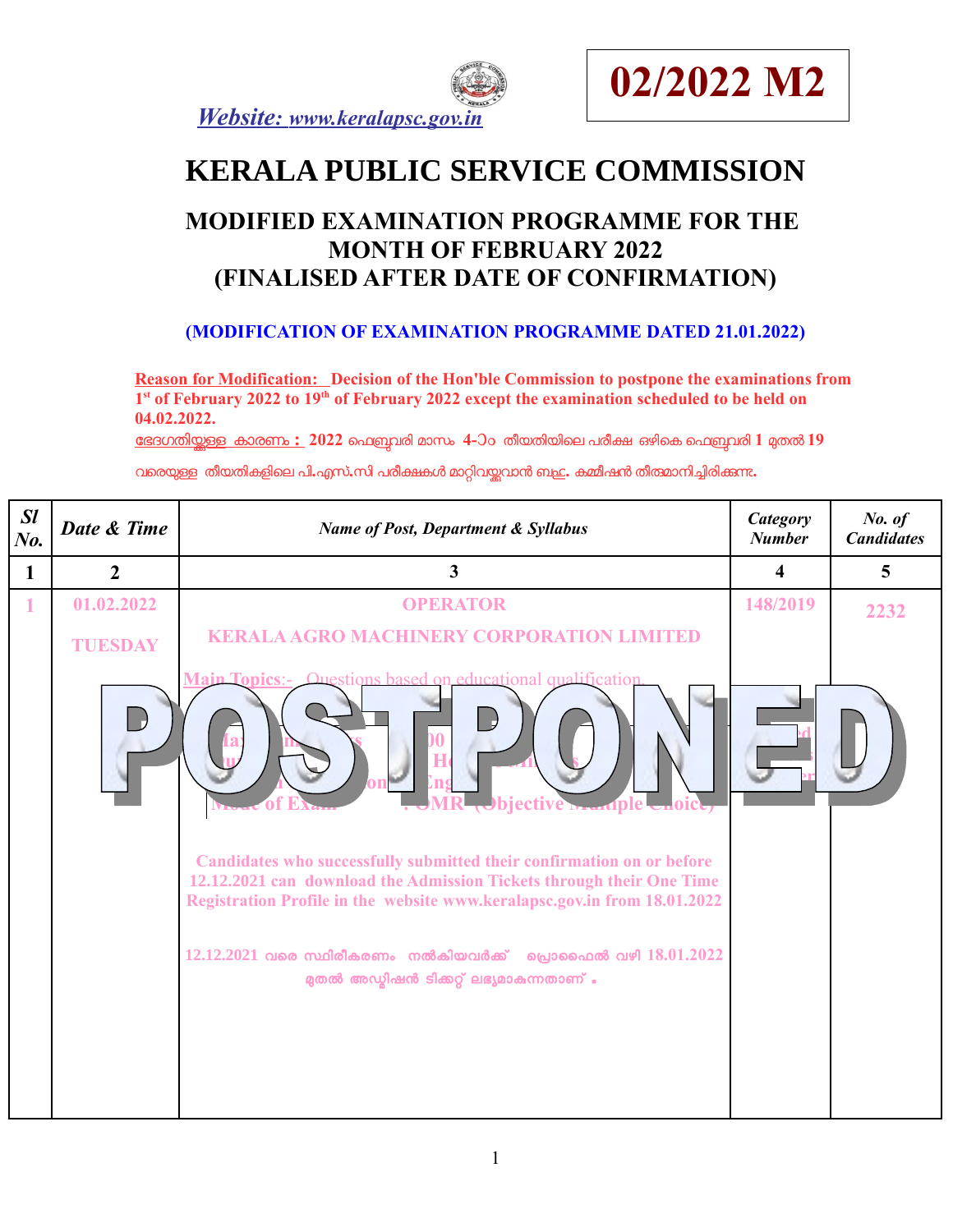**02/2022 M2**

*Website: www.keralapsc.gov.in*

# KERALA PUBLIC SERVICE COMMISSION

## MODIFIED EXAMINATION PROGRAMME FOR THE MONTH OF FEBRUARY 2022 (FINALISED AFTER DATE OF CONFIRMATION)

**(MODIFICATION OF EXAMINATION PROGRAMME DATED 21.01.2022)**

**Reason for Modification:** **Decision of the Hon'ble Commission to postpone the examinations from 1st of February 2022 to 19th of February 2022 except the examination scheduled to be held on 04.02.2022.**

ഭേദഗതിയുള്ള കാരണം : 2022 ഫെബ്രുവരി മാസം 4-ാം തീയതിയിലെ പരീക്ഷ ഒഴികെ ഫെബ്രുവരി 1 മുതൽ 19 വരെയുള്ള തീയതികളിലെ പി.എസ്.സി പരീക്ഷകൾ മാറ്റിവയ്ക്കുവാൻ ബഹു. കമ്മീഷൻ തീരുമാനിച്ചിരിക്കുന്നു.

| *Sl No.* | *Date & Time* | *Name of Post, Department & Syllabus* | *Category Number* | *No. of Candidates* |
|---|---|---|---|---|
| 1 | 2 | 3 | 4 | 5 |
| 1 | 01.02.2022 TUESDAY | **OPERATOR** **KERALA AGRO MACHINERY CORPORATION LIMITED** Main Topics:- Questions based on educational qualification. Maximum Marks : 100 Duration : 1 Hour 15 Minutes Medium of Question : English Mode of Exam : OMR (Objective Multiple Choice) **POSTPONED** Candidates who successfully submitted their confirmation on or before 12.12.2021 can download the Admission Tickets through their One Time Registration Profile in the website www.keralapsc.gov.in from 18.01.2022 12.12.2021 വരെ സ്ഥിരീകരണം നൽകിയവർക്ക് പ്രൊഫൈൽ വഴി 18.01.2022 മുതൽ അഡ്മിഷൻ ടിക്കറ്റ് ലഭ്യമാകുന്നതാണ് . | 148/2019 | 2232 |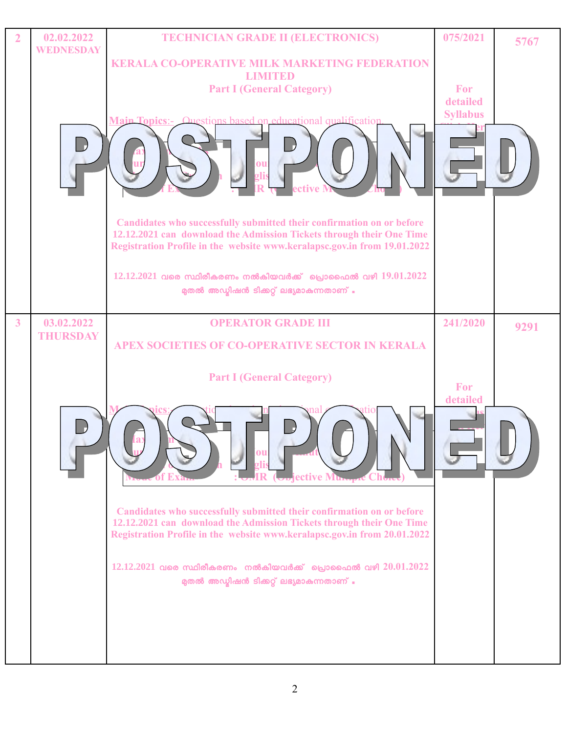| | | | | |
|---|---|---|---|---|
| 2 | 02.02.2022 WEDNESDAY | **TECHNICIAN GRADE II (ELECTRONICS)**<br><br>**KERALA CO-OPERATIVE MILK MARKETING FEDERATION LIMITED**<br>**Part I (General Category)**<br><br>Main Topics:- Questions based on educational qualification.<br><br>**POSTPONED**<br><br>**Candidates who successfully submitted their confirmation on or before 12.12.2021 can download the Admission Tickets through their One Time Registration Profile in the website www.keralapsc.gov.in from 19.01.2022**<br><br>**12.12.2021 വരെ സ്ഥിരീകരണം നൽകിയവർക്ക് പ്രൊഫൈൽ വഴി 19.01.2022 മുതൽ അഡ്മിഷൻ ടിക്കറ്റ് ലഭ്യമാകുന്നതാണ് .** | 075/2021<br><br>For detailed Syllabus | 5767 |
| 3 | 03.02.2022 THURSDAY | **OPERATOR GRADE III**<br><br>**APEX SOCIETIES OF CO-OPERATIVE SECTOR IN KERALA**<br><br>**Part I (General Category)**<br><br>**POSTPONED**<br><br>Mode of Exam : OMR (Objective Multiple Choice)<br><br>**Candidates who successfully submitted their confirmation on or before 12.12.2021 can download the Admission Tickets through their One Time Registration Profile in the website www.keralapsc.gov.in from 20.01.2022**<br><br>**12.12.2021 വരെ സ്ഥിരീകരണം നൽകിയവർക്ക് പ്രൊഫൈൽ വഴി 20.01.2022 മുതൽ അഡ്മിഷൻ ടിക്കറ്റ് ലഭ്യമാകുന്നതാണ് .** | 241/2020<br><br>For detailed | 9291 |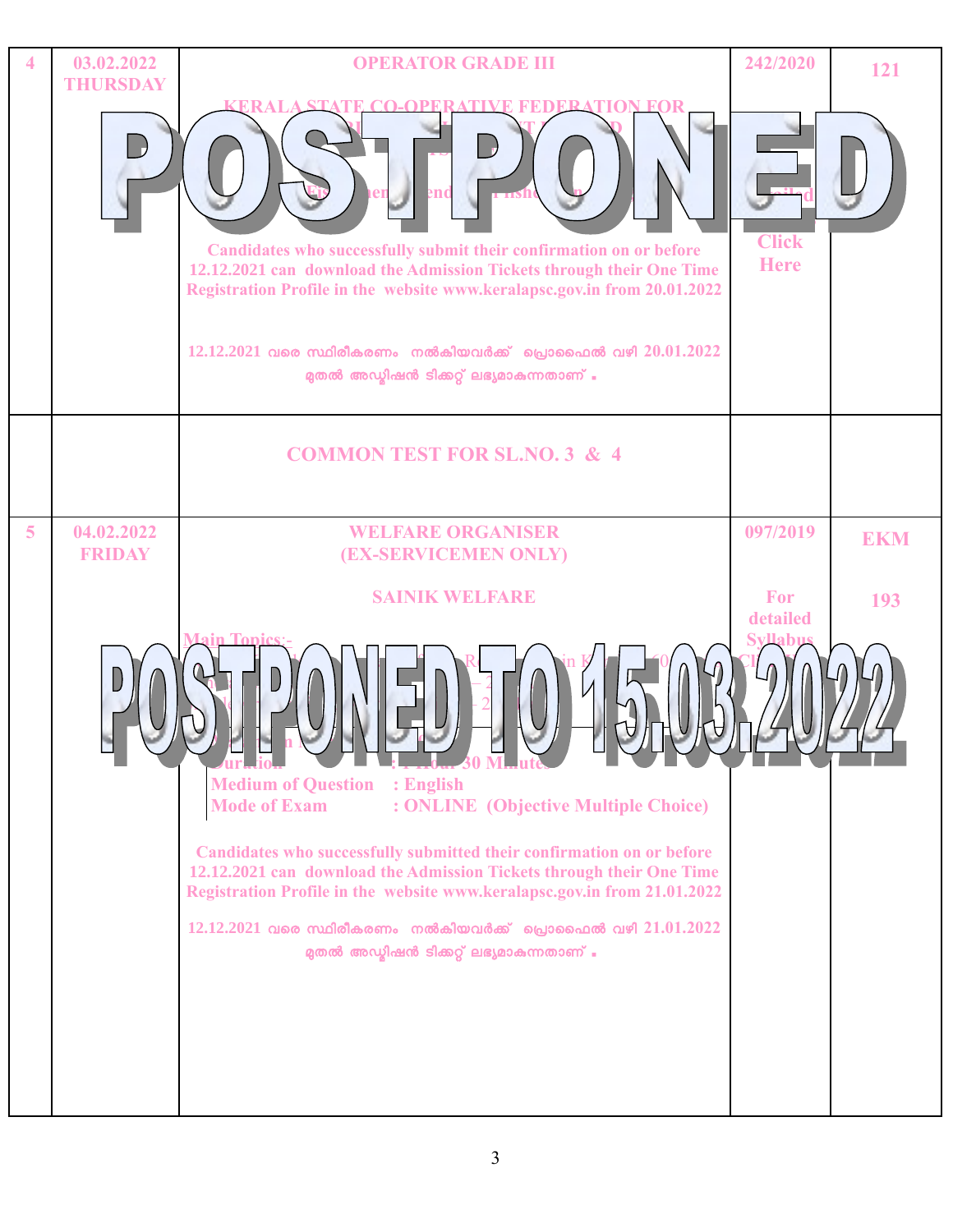| 4 | 03.02.2022 THURSDAY | **OPERATOR GRADE III**<br><br>**KERALA STATE CO-OPERATIVE FEDERATION FOR**<br><br>**POSTPONED**<br><br>Candidates who successfully submit their confirmation on or before 12.12.2021 can download the Admission Tickets through their One Time Registration Profile in the website www.keralapsc.gov.in from 20.01.2022<br><br>12.12.2021 വരെ സ്ഥിരീകരണം നൽകിയവർക്ക് പ്രൊഫൈൽ വഴി 20.01.2022 മുതൽ അഡ്മിഷൻ ടിക്കറ്റ് ലഭ്യമാകുന്നതാണ് . | 242/2020<br><br>Click Here | 121 |
|---|---|---|---|---|
| | | **COMMON TEST FOR SL.NO. 3 & 4** | | |
| 5 | 04.02.2022 FRIDAY | **WELFARE ORGANISER (EX-SERVICEMEN ONLY)**<br><br>**SAINIK WELFARE**<br><br>Main Topics:-<br><br>**POSTPONED TO 15.03.2022**<br><br>Duration : 1 Hour 30 Minutes<br>Medium of Question : English<br>Mode of Exam : ONLINE (Objective Multiple Choice)<br><br>Candidates who successfully submitted their confirmation on or before 12.12.2021 can download the Admission Tickets through their One Time Registration Profile in the website www.keralapsc.gov.in from 21.01.2022<br><br>12.12.2021 വരെ സ്ഥിരീകരണം നൽകിയവർക്ക് പ്രൊഫൈൽ വഴി 21.01.2022 മുതൽ അഡ്മിഷൻ ടിക്കറ്റ് ലഭ്യമാകുന്നതാണ് . | 097/2019<br><br>For detailed Syllabus | EKM<br><br>193 |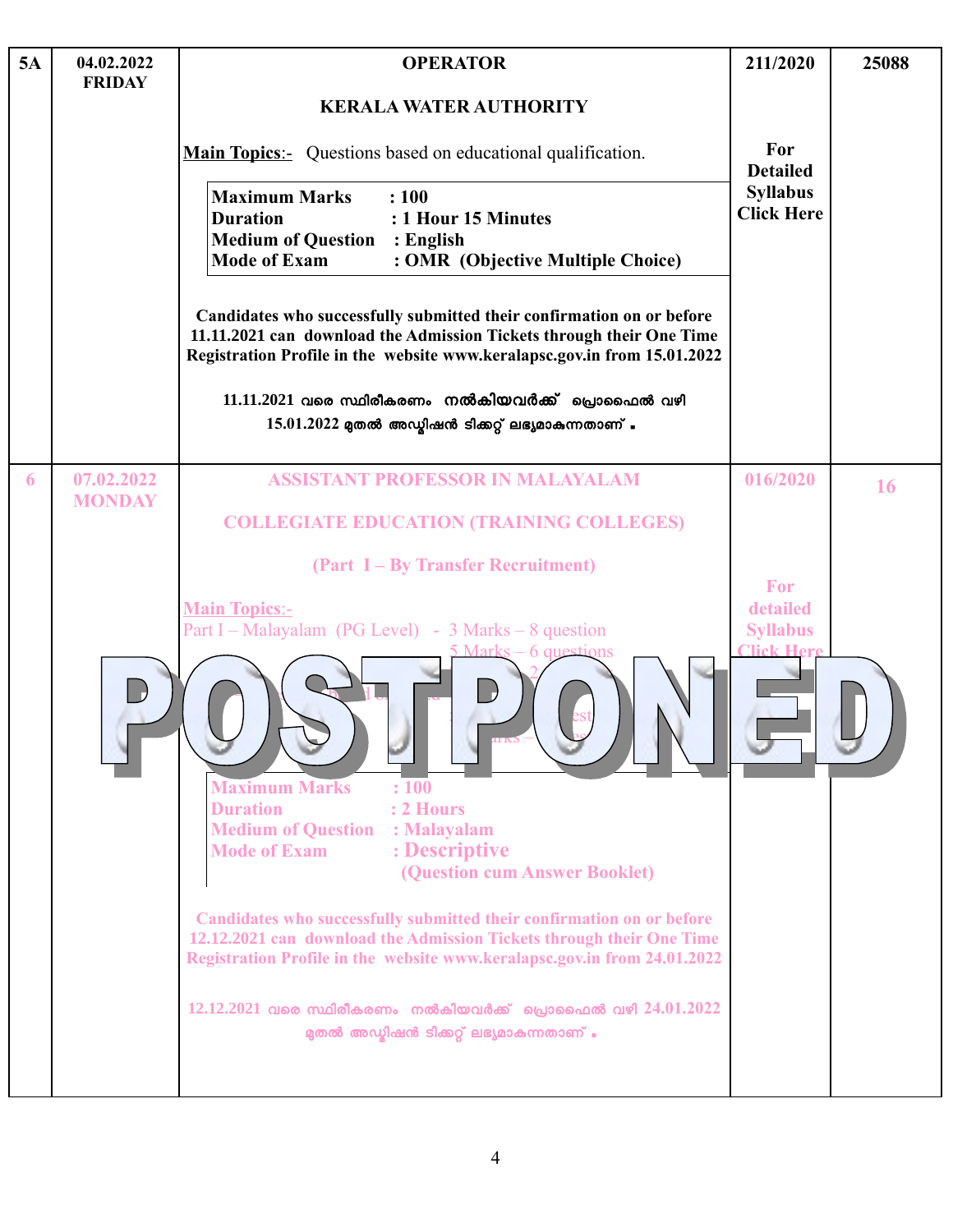| 5A | 04.02.2022 FRIDAY | **OPERATOR**<br><br>**KERALA WATER AUTHORITY**<br><br>**Main Topics**:- Questions based on educational qualification.<br><br>**Maximum Marks : 100**<br>**Duration : 1 Hour 15 Minutes**<br>**Medium of Question : English**<br>**Mode of Exam : OMR (Objective Multiple Choice)**<br><br>**Candidates who successfully submitted their confirmation on or before 11.11.2021 can download the Admission Tickets through their One Time Registration Profile in the website www.keralapsc.gov.in from 15.01.2022**<br><br>**11.11.2021 വരെ സ്ഥിരീകരണം നൽകിയവർക്ക് പ്രൊഫൈൽ വഴി 15.01.2022 മുതൽ അഡ്മിഷൻ ടിക്കറ്റ് ലഭ്യമാകുന്നതാണ് .** | 211/2020<br><br>**For Detailed Syllabus Click Here** | 25088 |
|---|---|---|---|---|
| 6 | 07.02.2022 MONDAY | **ASSISTANT PROFESSOR IN MALAYALAM**<br><br>**COLLEGIATE EDUCATION (TRAINING COLLEGES)**<br><br>**(Part I – By Transfer Recruitment)**<br><br>**Main Topics**:-<br>Part I – Malayalam (PG Level) - 3 Marks – 8 question<br>5 Marks – 6 questions<br><br>**POSTPONED**<br><br>**Maximum Marks : 100**<br>**Duration : 2 Hours**<br>**Medium of Question : Malayalam**<br>**Mode of Exam : Descriptive (Question cum Answer Booklet)**<br><br>**Candidates who successfully submitted their confirmation on or before 12.12.2021 can download the Admission Tickets through their One Time Registration Profile in the website www.keralapsc.gov.in from 24.01.2022**<br><br>**12.12.2021 വരെ സ്ഥിരീകരണം നൽകിയവർക്ക് പ്രൊഫൈൽ വഴി 24.01.2022 മുതൽ അഡ്മിഷൻ ടിക്കറ്റ് ലഭ്യമാകുന്നതാണ് .** | 016/2020<br><br>**For detailed Syllabus Click Here** | 16 |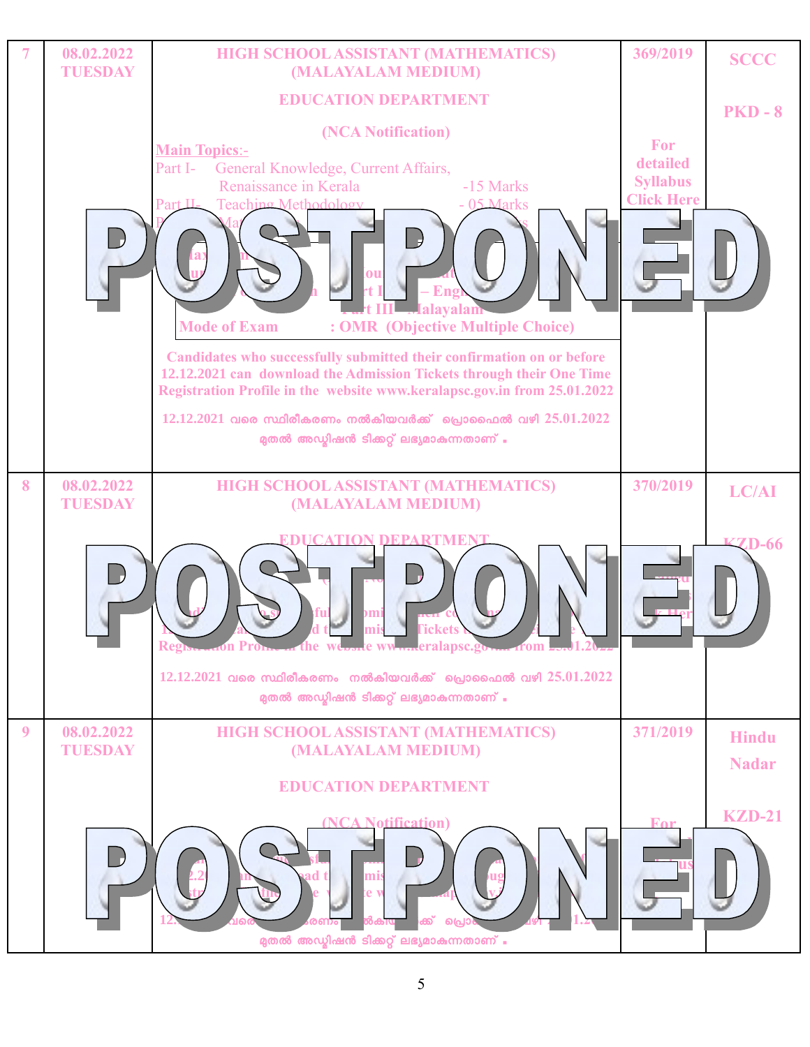| 7 | 08.02.2022 TUESDAY | HIGH SCHOOL ASSISTANT (MATHEMATICS) (MALAYALAM MEDIUM)<br><br>EDUCATION DEPARTMENT<br><br>(NCA Notification)<br><br>**Main Topics**:-<br>Part I- General Knowledge, Current Affairs, Renaissance in Kerala -15 Marks<br>Part II- Teaching Methodology - 05 Marks<br>Mode of Exam : OMR (Objective Multiple Choice)<br><br>Candidates who successfully submitted their confirmation on or before 12.12.2021 can download the Admission Tickets through their One Time Registration Profile in the website www.keralapsc.gov.in from 25.01.2022<br><br>12.12.2021 വരെ സ്ഥിരീകരണം നൽകിയവർക്ക് പ്രൊഫൈൽ വഴി 25.01.2022 മുതൽ അഡ്മിഷൻ ടിക്കറ്റ് ലഭ്യമാകുന്നതാണ്. | 369/2019<br><br>For detailed Syllabus Click Here | SCCC<br><br>PKD - 8 |
|---|---|---|---|---|
| 8 | 08.02.2022 TUESDAY | HIGH SCHOOL ASSISTANT (MATHEMATICS) (MALAYALAM MEDIUM)<br><br>EDUCATION DEPARTMENT<br><br>Registration Profile in the website www.keralapsc.gov.in from 25.01.2022<br><br>12.12.2021 വരെ സ്ഥിരീകരണം നൽകിയവർക്ക് പ്രൊഫൈൽ വഴി 25.01.2022 മുതൽ അഡ്മിഷൻ ടിക്കറ്റ് ലഭ്യമാകുന്നതാണ്. | 370/2019 | LC/AI<br><br>KZD-66 |
| 9 | 08.02.2022 TUESDAY | HIGH SCHOOL ASSISTANT (MATHEMATICS) (MALAYALAM MEDIUM)<br><br>EDUCATION DEPARTMENT<br><br>(NCA Notification)<br><br>മുതൽ അഡ്മിഷൻ ടിക്കറ്റ് ലഭ്യമാകുന്നതാണ്. | 371/2019<br><br>For | Hindu Nadar<br><br>KZD-21 |

POSTPONED

POSTPONED

POSTPONED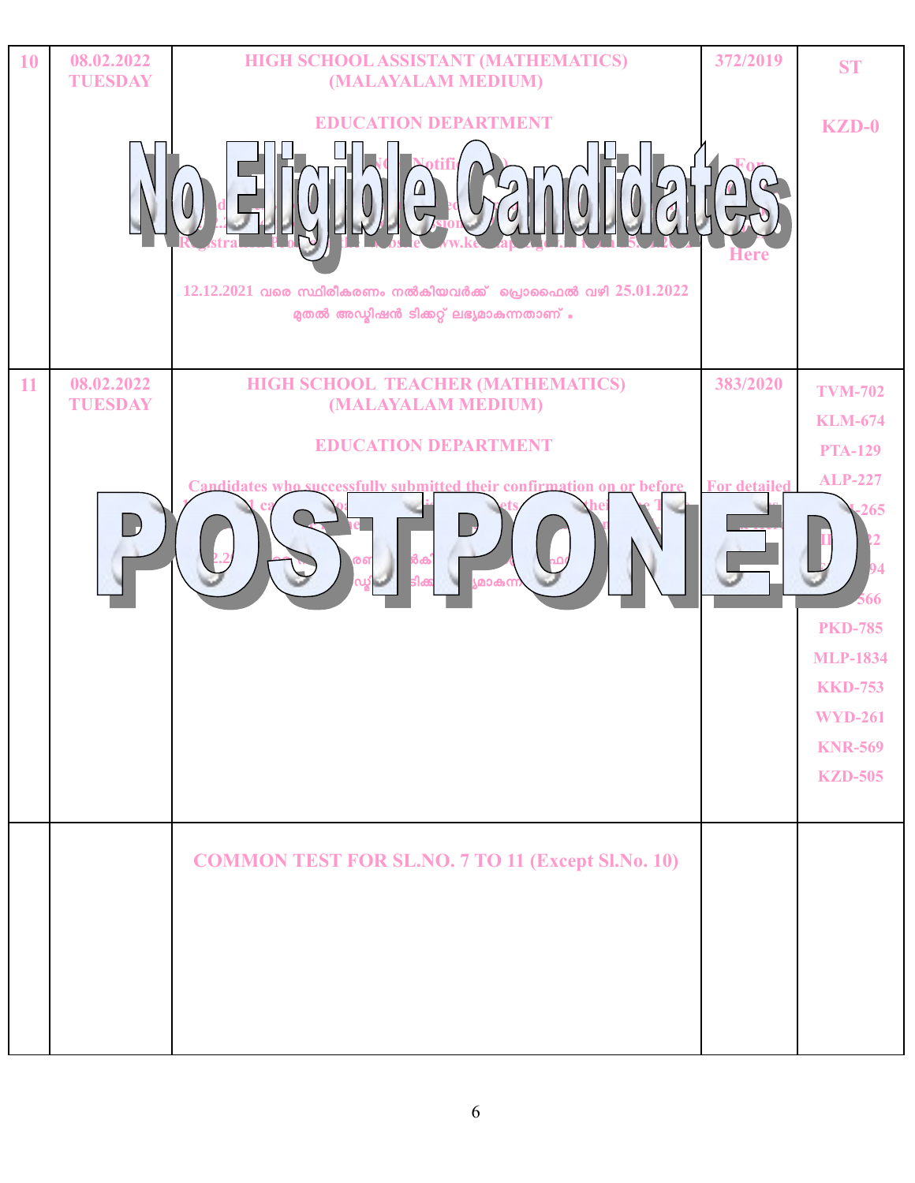| 10 | 08.02.2022 TUESDAY | HIGH SCHOOL ASSISTANT (MATHEMATICS) (MALAYALAM MEDIUM)<br><br>EDUCATION DEPARTMENT<br><br>**No Eligible Candidates**<br><br>12.12.2021 വരെ സ്ഥിരീകരണം നൽകിയവർക്ക് പ്രൊഫൈൽ വഴി 25.01.2022 മുതൽ അഡ്മിഷൻ ടിക്കറ്റ് ലഭ്യമാകുന്നതാണ് . | 372/2019<br><br>Here | ST<br><br>KZD-0 |
|---|---|---|---|---|
| 11 | 08.02.2022 TUESDAY | HIGH SCHOOL TEACHER (MATHEMATICS) (MALAYALAM MEDIUM)<br><br>EDUCATION DEPARTMENT<br><br>Candidates who successfully submitted their confirmation on or before<br><br>**POSTPONED** | 383/2020<br><br>For detailed | TVM-702<br>KLM-674<br>PTA-129<br>ALP-227<br>PKD-785<br>MLP-1834<br>KKD-753<br>WYD-261<br>KNR-569<br>KZD-505 |
| | | COMMON TEST FOR SL.NO. 7 TO 11 (Except Sl.No. 10) | | |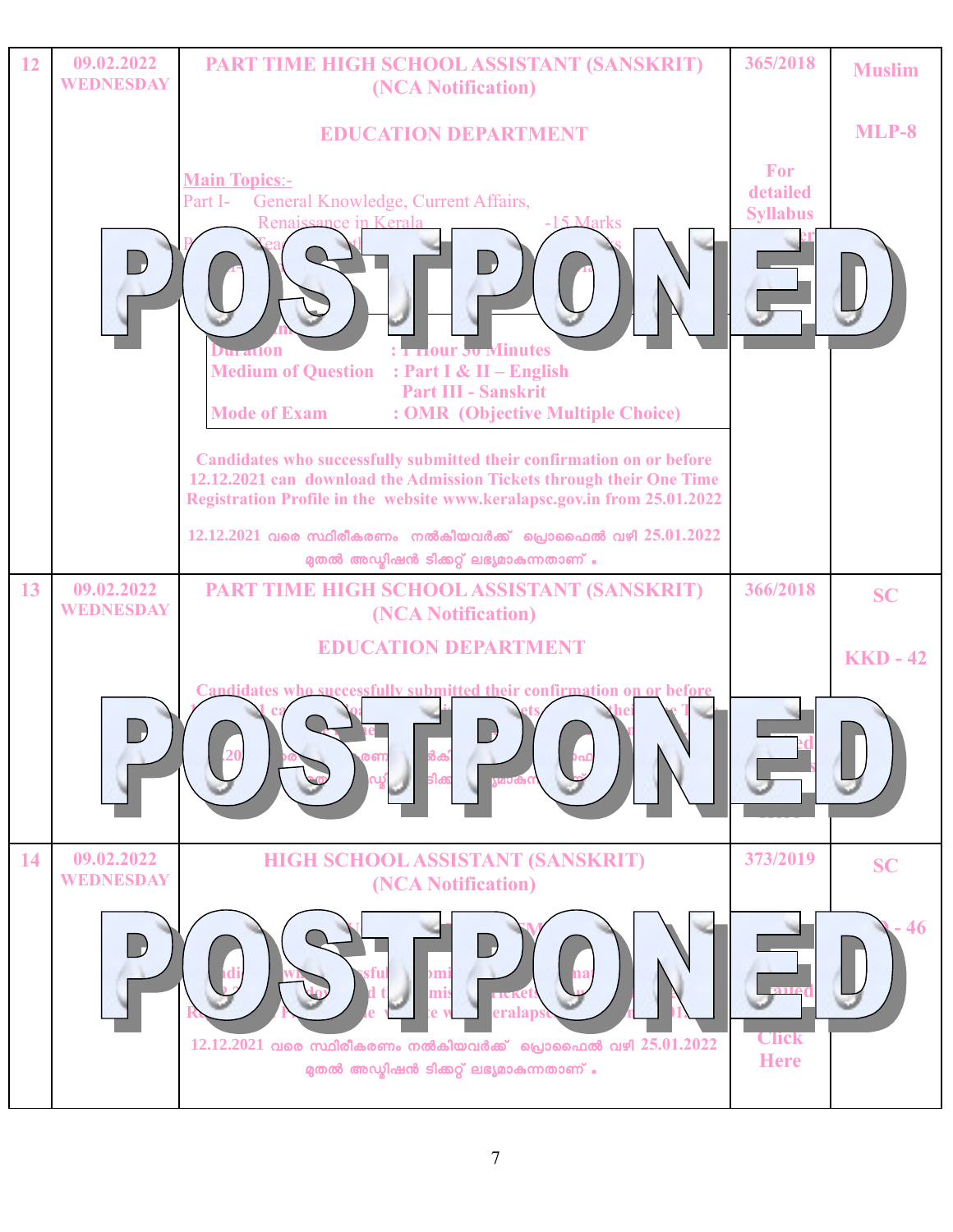| 12 | 09.02.2022 WEDNESDAY | PART TIME HIGH SCHOOL ASSISTANT (SANSKRIT) (NCA Notification)<br><br>EDUCATION DEPARTMENT<br><br>**Main Topics**:-<br>Part I- General Knowledge, Current Affairs, Renaissance in Kerala -15 Marks<br>POSTPONED<br>Duration : 1 Hour 30 Minutes<br>Medium of Question : Part I & II – English<br>Part III - Sanskrit<br>Mode of Exam : OMR (Objective Multiple Choice)<br><br>Candidates who successfully submitted their confirmation on or before 12.12.2021 can download the Admission Tickets through their One Time Registration Profile in the website www.keralapsc.gov.in from 25.01.2022<br><br>12.12.2021 വരെ സ്ഥിരീകരണം നൽകിയവർക്ക് പ്രൊഫൈൽ വഴി 25.01.2022 മുതൽ അഡ്മിഷൻ ടിക്കറ്റ് ലഭ്യമാകുന്നതാണ് . | 365/2018<br><br>For detailed Syllabus | Muslim<br><br>MLP-8 |
|---|---|---|---|---|
| 13 | 09.02.2022 WEDNESDAY | PART TIME HIGH SCHOOL ASSISTANT (SANSKRIT) (NCA Notification)<br><br>EDUCATION DEPARTMENT<br><br>Candidates who successfully submitted their confirmation on or before<br>POSTPONED | 366/2018 | SC<br><br>KKD - 42 |
| 14 | 09.02.2022 WEDNESDAY | HIGH SCHOOL ASSISTANT (SANSKRIT) (NCA Notification)<br><br>POSTPONED<br><br>12.12.2021 വരെ സ്ഥിരീകരണം നൽകിയവർക്ക് പ്രൊഫൈൽ വഴി 25.01.2022 മുതൽ അഡ്മിഷൻ ടിക്കറ്റ് ലഭ്യമാകുന്നതാണ് . | 373/2019<br><br>Click Here | SC<br><br>- 46 |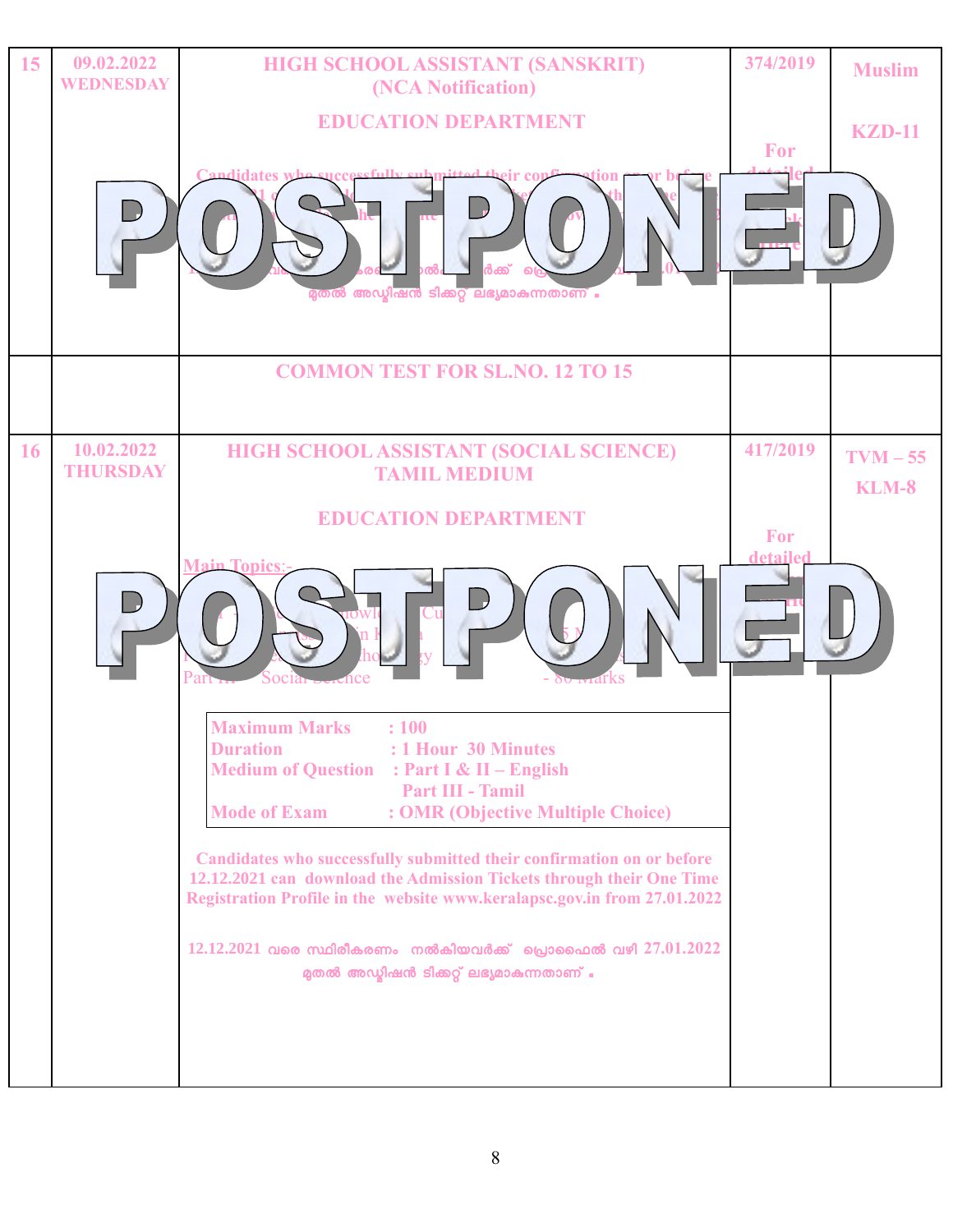| | | | | |
|---|---|---|---|---|
| 15 | 09.02.2022 WEDNESDAY | **HIGH SCHOOL ASSISTANT (SANSKRIT) (NCA Notification)**<br><br>**EDUCATION DEPARTMENT**<br><br>POSTPONED<br><br>Candidates who successfully submitted their confirmation on or before ... can download the Admission Tickets through their One Time Registration Profile ...<br><br>... മുതൽ അഡ്മിഷൻ ടിക്കറ്റ് ലഭ്യമാകുന്നതാണ് . | 374/2019<br><br>For detailed ... | Muslim<br><br>KZD-11 |
| | | **COMMON TEST FOR SL.NO. 12 TO 15** | | |
| 16 | 10.02.2022 THURSDAY | **HIGH SCHOOL ASSISTANT (SOCIAL SCIENCE) TAMIL MEDIUM**<br><br>**EDUCATION DEPARTMENT**<br><br>POSTPONED<br><br>Main Topics:-<br>Part I ... Knowledge ... Current Affairs ... Kerala ... 5 Marks<br>Part II ... Methodology ...<br>Part III Social Science - 80 Marks<br><br>Maximum Marks : 100<br>Duration : 1 Hour 30 Minutes<br>Medium of Question : Part I & II – English, Part III - Tamil<br>Mode of Exam : OMR (Objective Multiple Choice)<br><br>Candidates who successfully submitted their confirmation on or before 12.12.2021 can download the Admission Tickets through their One Time Registration Profile in the website www.keralapsc.gov.in from 27.01.2022<br><br>12.12.2021 വരെ സ്ഥിരീകരണം നൽകിയവർക്ക് പ്രൊഫൈൽ വഴി 27.01.2022 മുതൽ അഡ്മിഷൻ ടിക്കറ്റ് ലഭ്യമാകുന്നതാണ് . | 417/2019<br><br>For detailed ... | TVM – 55<br>KLM-8 |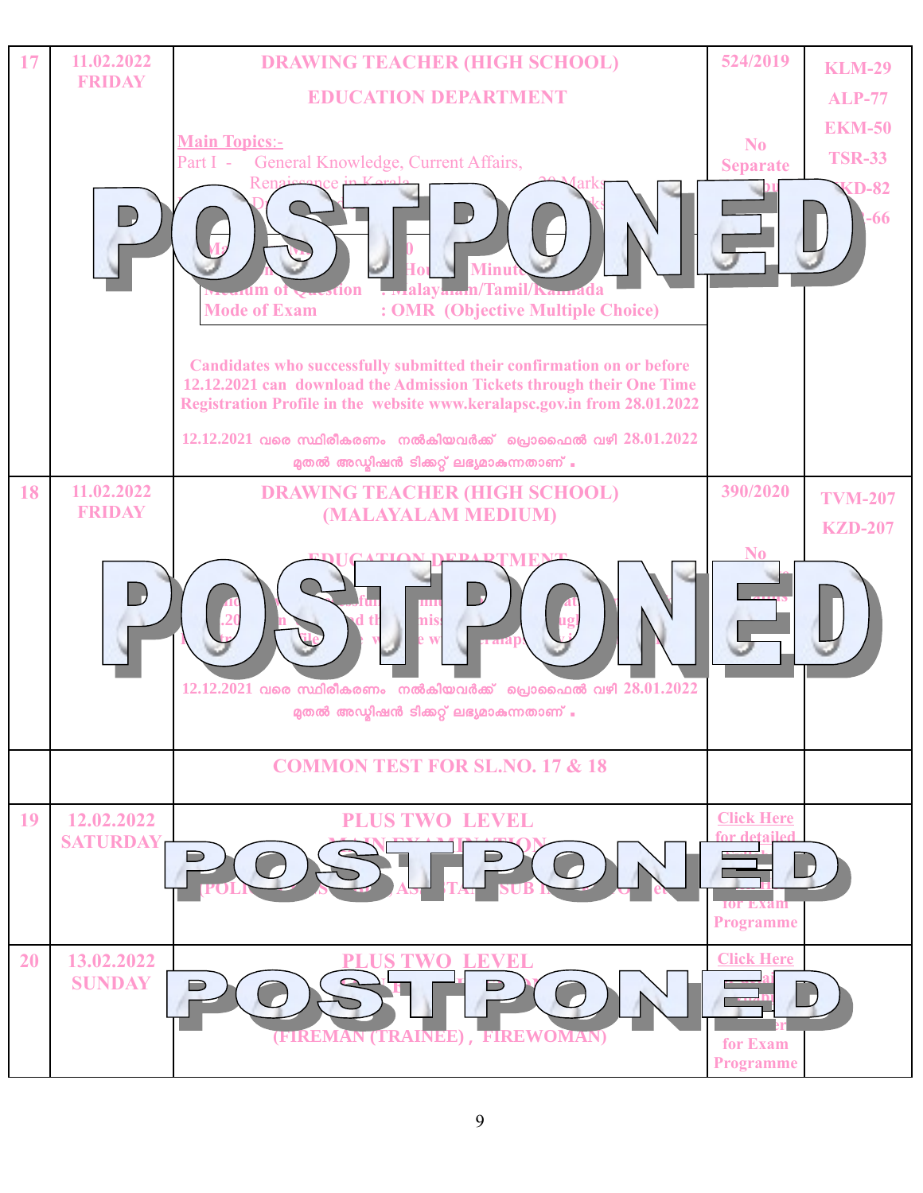| 17 | 11.02.2022 FRIDAY | **DRAWING TEACHER (HIGH SCHOOL)** <br> **EDUCATION DEPARTMENT** <br> **Main Topics**:- <br> Part I - General Knowledge, Current Affairs, Renaissance in Kerala 20 Marks <br> **POSTPONED** <br> Medium of Question : Malayalam/Tamil/Kannada <br> Mode of Exam : OMR (Objective Multiple Choice) <br><br> Candidates who successfully submitted their confirmation on or before 12.12.2021 can download the Admission Tickets through their One Time Registration Profile in the website www.keralapsc.gov.in from 28.01.2022 <br><br> 12.12.2021 വരെ സ്ഥിരീകരണം നൽകിയവർക്ക് പ്രൊഫൈൽ വഴി 28.01.2022 മുതൽ അഡ്മിഷൻ ടിക്കറ്റ് ലഭ്യമാകുന്നതാണ് . | 524/2019 <br><br> No Separate | KLM-29 <br> ALP-77 <br> EKM-50 <br> TSR-33 <br> KD-82 <br> -66 |
|---|---|---|---|---|
| 18 | 11.02.2022 FRIDAY | **DRAWING TEACHER (HIGH SCHOOL) (MALAYALAM MEDIUM)** <br> **EDUCATION DEPARTMENT** <br> **POSTPONED** <br><br> 12.12.2021 വരെ സ്ഥിരീകരണം നൽകിയവർക്ക് പ്രൊഫൈൽ വഴി 28.01.2022 മുതൽ അഡ്മിഷൻ ടിക്കറ്റ് ലഭ്യമാകുന്നതാണ് . | 390/2020 <br><br> No | TVM-207 <br> KZD-207 |
| | | **COMMON TEST FOR SL.NO. 17 & 18** | | |
| 19 | 12.02.2022 SATURDAY | **PLUS TWO LEVEL** <br> **MAIN EXAMINATION** <br> **POSTPONED** <br> (POLICE ... ASSISTANT SUB I... etc) | Click Here for detailed ... for Exam Programme | |
| 20 | 13.02.2022 SUNDAY | **PLUS TWO LEVEL** <br> **POSTPONED** <br> (FIREMAN (TRAINEE) , FIREWOMAN) | Click Here for detailed ... for Exam Programme | |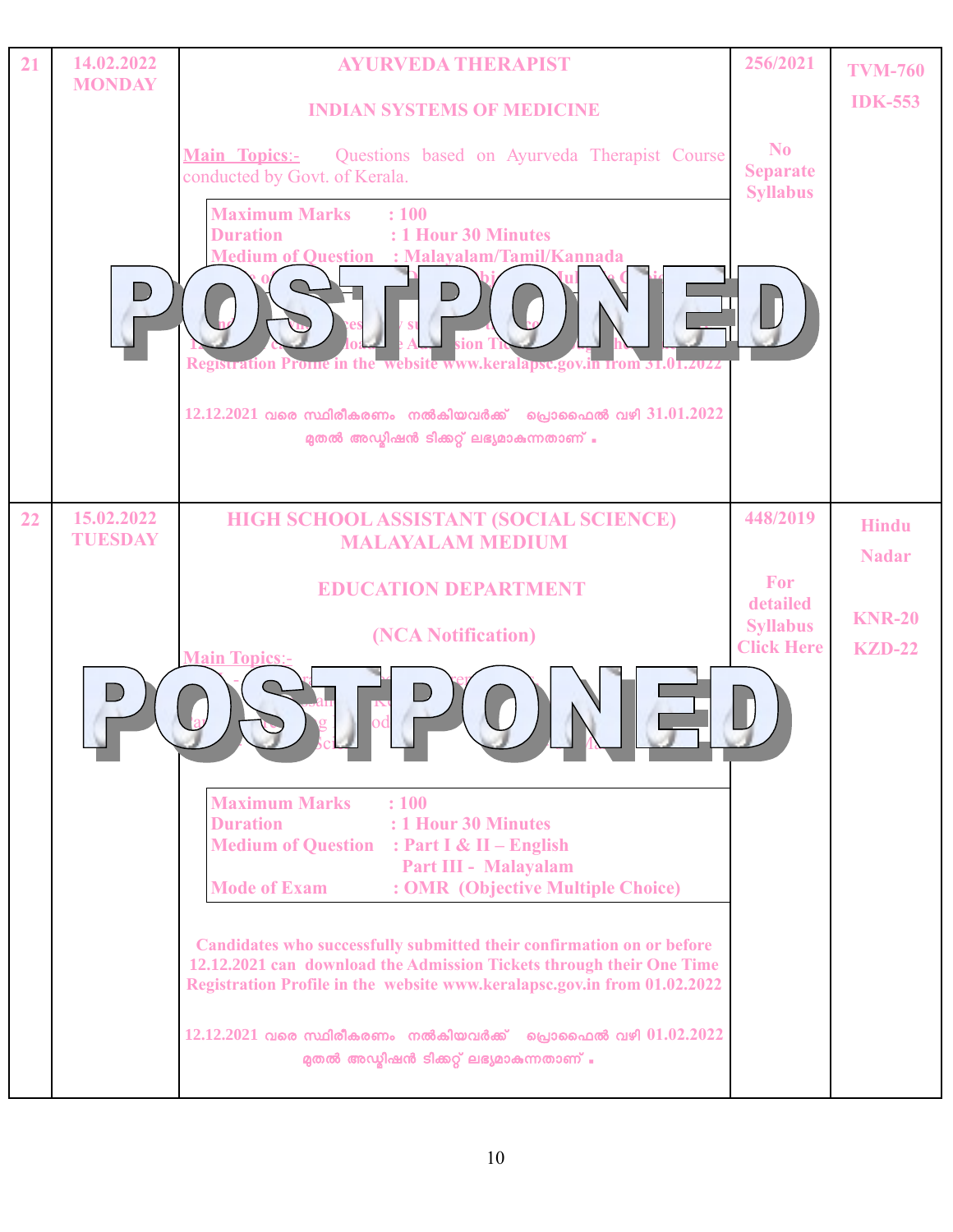| 21 | 14.02.2022 MONDAY | **AYURVEDA THERAPIST**<br><br>**INDIAN SYSTEMS OF MEDICINE**<br><br>**Main Topics**:- Questions based on Ayurveda Therapist Course conducted by Govt. of Kerala.<br><br>**Maximum Marks** : 100<br>**Duration** : 1 Hour 30 Minutes<br>**Medium of Question** : Malayalam/Tamil/Kannada<br><br>**POSTPONED**<br><br>Registration Profile in the website www.keralapsc.gov.in from 31.01.2022<br><br>12.12.2021 വരെ സ്ഥിരീകരണം നൽകിയവർക്ക് പ്രൊഫൈൽ വഴി 31.01.2022 മുതൽ അഡ്മിഷൻ ടിക്കറ്റ് ലഭ്യമാകുന്നതാണ്. | 256/2021<br><br>No Separate Syllabus | TVM-760<br>IDK-553 |
|---|---|---|---|---|
| 22 | 15.02.2022 TUESDAY | **HIGH SCHOOL ASSISTANT (SOCIAL SCIENCE) MALAYALAM MEDIUM**<br><br>**EDUCATION DEPARTMENT**<br><br>**(NCA Notification)**<br><br>**Main Topics**:-<br><br>**POSTPONED**<br><br>**Maximum Marks** : 100<br>**Duration** : 1 Hour 30 Minutes<br>**Medium of Question** : Part I & II – English, Part III - Malayalam<br>**Mode of Exam** : OMR (Objective Multiple Choice)<br><br>Candidates who successfully submitted their confirmation on or before 12.12.2021 can download the Admission Tickets through their One Time Registration Profile in the website www.keralapsc.gov.in from 01.02.2022<br><br>12.12.2021 വരെ സ്ഥിരീകരണം നൽകിയവർക്ക് പ്രൊഫൈൽ വഴി 01.02.2022 മുതൽ അഡ്മിഷൻ ടിക്കറ്റ് ലഭ്യമാകുന്നതാണ്. | 448/2019<br><br>For detailed Syllabus Click Here | Hindu Nadar<br><br>KNR-20<br>KZD-22 |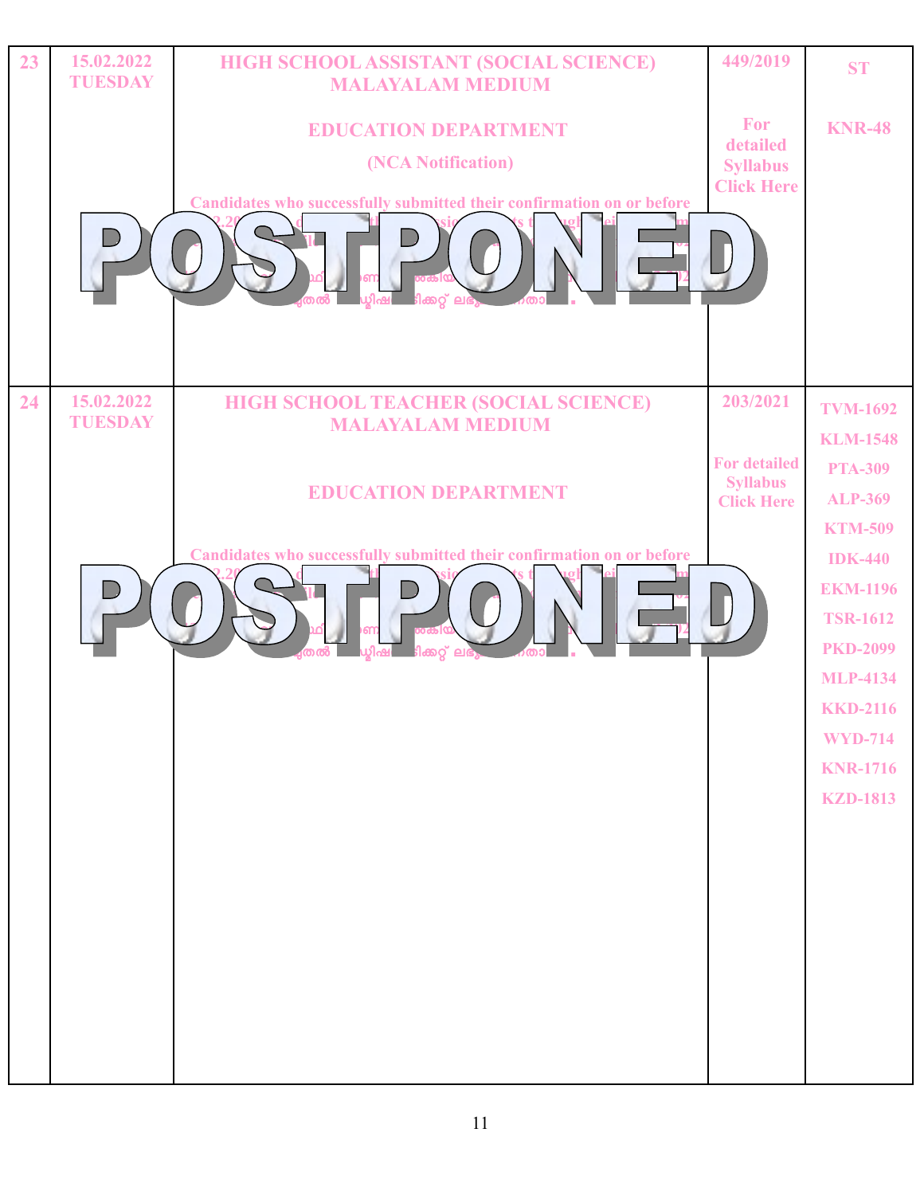| 23 | 15.02.2022 TUESDAY | HIGH SCHOOL ASSISTANT (SOCIAL SCIENCE) MALAYALAM MEDIUM<br><br>EDUCATION DEPARTMENT<br><br>(NCA Notification)<br><br>Candidates who successfully submitted their confirmation on or before<br><br>POSTPONED | 449/2019<br><br>For detailed Syllabus Click Here | ST<br><br>KNR-48 |
|---|---|---|---|---|
| 24 | 15.02.2022 TUESDAY | HIGH SCHOOL TEACHER (SOCIAL SCIENCE) MALAYALAM MEDIUM<br><br>EDUCATION DEPARTMENT<br><br>Candidates who successfully submitted their confirmation on or before<br><br>POSTPONED | 203/2021<br><br>For detailed Syllabus Click Here | TVM-1692<br>KLM-1548<br>PTA-309<br>ALP-369<br>KTM-509<br>IDK-440<br>EKM-1196<br>TSR-1612<br>PKD-2099<br>MLP-4134<br>KKD-2116<br>WYD-714<br>KNR-1716<br>KZD-1813 |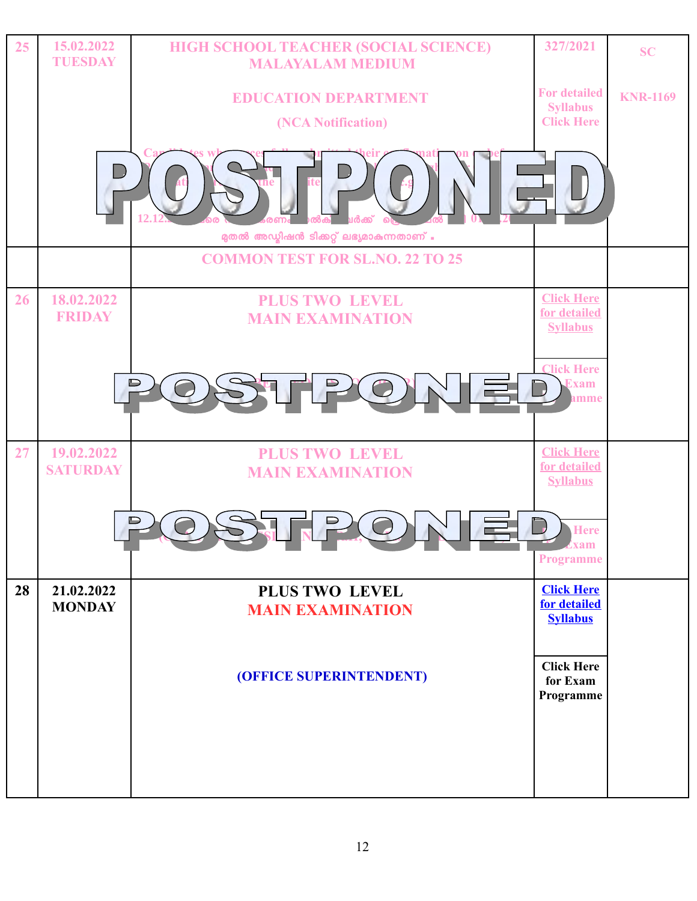| 25 | 15.02.2022 TUESDAY | HIGH SCHOOL TEACHER (SOCIAL SCIENCE) MALAYALAM MEDIUM<br><br>EDUCATION DEPARTMENT<br><br>(NCA Notification)<br><br>POSTPONED<br><br>മുതൽ അഡ്മിഷൻ ടിക്കറ്റ് ലഭ്യമാകുന്നതാണ് . | 327/2021<br><br>For detailed Syllabus Click Here | SC<br><br>KNR-1169 |
|---|---|---|---|---|
| | | COMMON TEST FOR SL.NO. 22 TO 25 | | |
| 26 | 18.02.2022 FRIDAY | PLUS TWO LEVEL MAIN EXAMINATION<br><br>POSTPONED | Click Here for detailed Syllabus<br><br>Click Here for Exam Programme | |
| 27 | 19.02.2022 SATURDAY | PLUS TWO LEVEL MAIN EXAMINATION<br><br>POSTPONED | Click Here for detailed Syllabus<br><br>Click Here for Exam Programme | |
| 28 | 21.02.2022 MONDAY | PLUS TWO LEVEL MAIN EXAMINATION<br><br>(OFFICE SUPERINTENDENT) | Click Here for detailed Syllabus<br><br>Click Here for Exam Programme | |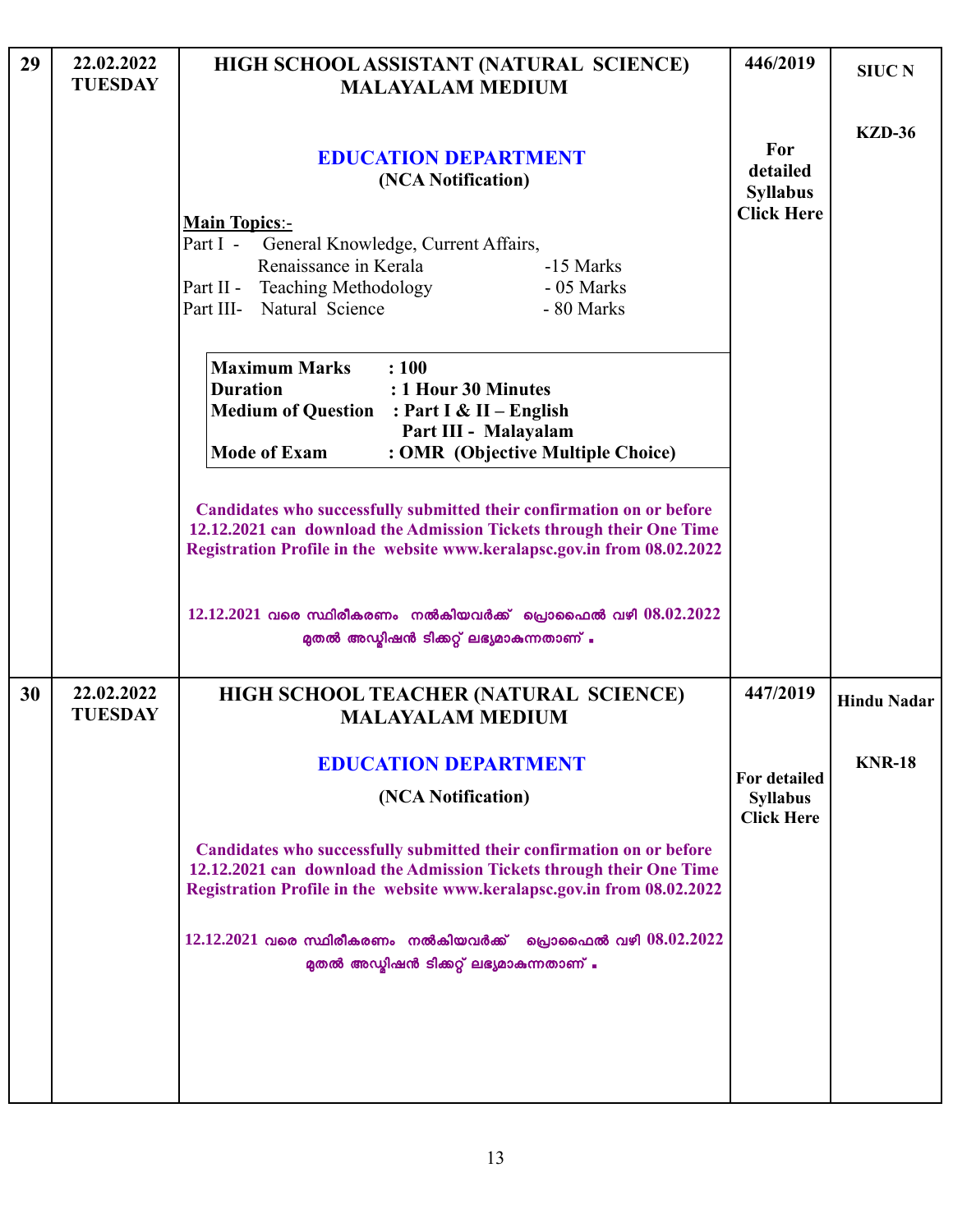| | | | | |
|---|---|---|---|---|
| 29 | 22.02.2022 TUESDAY | **HIGH SCHOOL ASSISTANT (NATURAL SCIENCE) MALAYALAM MEDIUM**<br><br>**EDUCATION DEPARTMENT**<br>**(NCA Notification)**<br><br>**Main Topics**:-<br>Part I - General Knowledge, Current Affairs, Renaissance in Kerala -15 Marks<br>Part II - Teaching Methodology - 05 Marks<br>Part III- Natural Science - 80 Marks<br><br>**Maximum Marks : 100**<br>**Duration : 1 Hour 30 Minutes**<br>**Medium of Question : Part I & II – English**<br>**Part III - Malayalam**<br>**Mode of Exam : OMR (Objective Multiple Choice)**<br><br>**Candidates who successfully submitted their confirmation on or before 12.12.2021 can download the Admission Tickets through their One Time Registration Profile in the website www.keralapsc.gov.in from 08.02.2022**<br><br>12.12.2021 വരെ സ്ഥിരീകരണം നൽകിയവർക്ക് പ്രൊഫൈൽ വഴി 08.02.2022 മുതൽ അഡ്മിഷൻ ടിക്കറ്റ് ലഭ്യമാകുന്നതാണ് . | **446/2019**<br><br>**For detailed Syllabus Click Here** | **SIUC N**<br><br>**KZD-36** |
| 30 | 22.02.2022 TUESDAY | **HIGH SCHOOL TEACHER (NATURAL SCIENCE) MALAYALAM MEDIUM**<br><br>**EDUCATION DEPARTMENT**<br>**(NCA Notification)**<br><br>**Candidates who successfully submitted their confirmation on or before 12.12.2021 can download the Admission Tickets through their One Time Registration Profile in the website www.keralapsc.gov.in from 08.02.2022**<br><br>12.12.2021 വരെ സ്ഥിരീകരണം നൽകിയവർക്ക് പ്രൊഫൈൽ വഴി 08.02.2022 മുതൽ അഡ്മിഷൻ ടിക്കറ്റ് ലഭ്യമാകുന്നതാണ് . | **447/2019**<br><br>**For detailed Syllabus Click Here** | **Hindu Nadar**<br><br>**KNR-18** |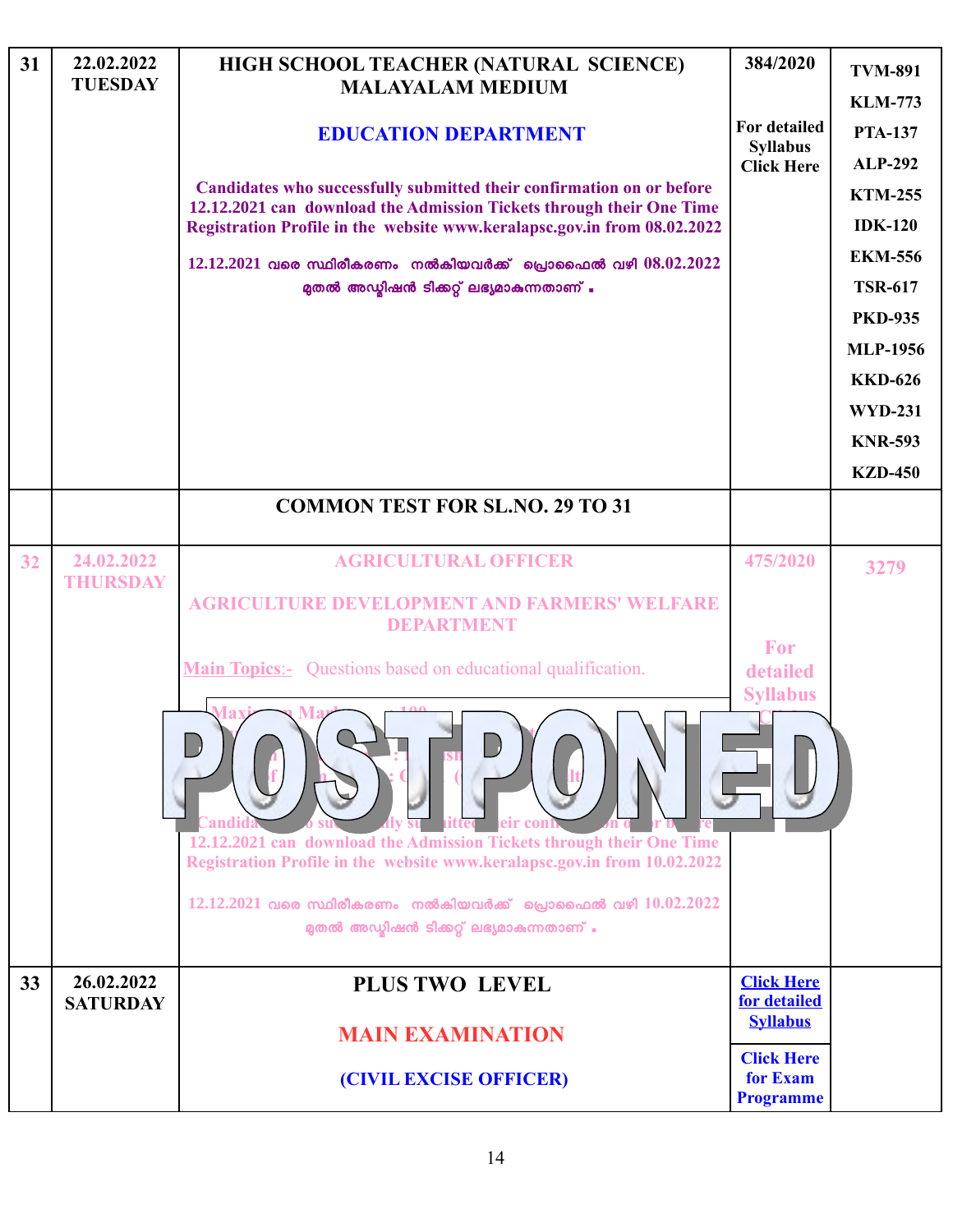| 31 | 22.02.2022 TUESDAY | **HIGH SCHOOL TEACHER (NATURAL SCIENCE) MALAYALAM MEDIUM**<br><br>**EDUCATION DEPARTMENT**<br><br>**Candidates who successfully submitted their confirmation on or before 12.12.2021 can download the Admission Tickets through their One Time Registration Profile in the website www.keralapsc.gov.in from 08.02.2022**<br><br>12.12.2021 വരെ സ്ഥിരീകരണം നൽകിയവർക്ക് പ്രൊഫൈൽ വഴി 08.02.2022 മുതൽ അഡ്മിഷൻ ടിക്കറ്റ് ലഭ്യമാകുന്നതാണ് . | 384/2020<br><br>For detailed Syllabus Click Here | TVM-891<br>KLM-773<br>PTA-137<br>ALP-292<br>KTM-255<br>IDK-120<br>EKM-556<br>TSR-617<br>PKD-935<br>MLP-1956<br>KKD-626<br>WYD-231<br>KNR-593<br>KZD-450 |
|---|---|---|---|---|
| | | **COMMON TEST FOR SL.NO. 29 TO 31** | | |
| 32 | 24.02.2022 THURSDAY | **POSTPONED**<br><br>AGRICULTURAL OFFICER<br><br>AGRICULTURE DEVELOPMENT AND FARMERS' WELFARE DEPARTMENT<br><br>Main Topics:- Questions based on educational qualification.<br><br>Maximum Marks : 100<br><br>Candidates who successfully submitted their confirmation on or before 12.12.2021 can download the Admission Tickets through their One Time Registration Profile in the website www.keralapsc.gov.in from 10.02.2022<br><br>12.12.2021 വരെ സ്ഥിരീകരണം നൽകിയവർക്ക് പ്രൊഫൈൽ വഴി 10.02.2022 മുതൽ അഡ്മിഷൻ ടിക്കറ്റ് ലഭ്യമാകുന്നതാണ് . | 475/2020<br><br>For detailed Syllabus | 3279 |
| 33 | 26.02.2022 SATURDAY | **PLUS TWO LEVEL**<br><br>**MAIN EXAMINATION**<br><br>**(CIVIL EXCISE OFFICER)** | Click Here for detailed Syllabus<br><br>Click Here for Exam Programme | |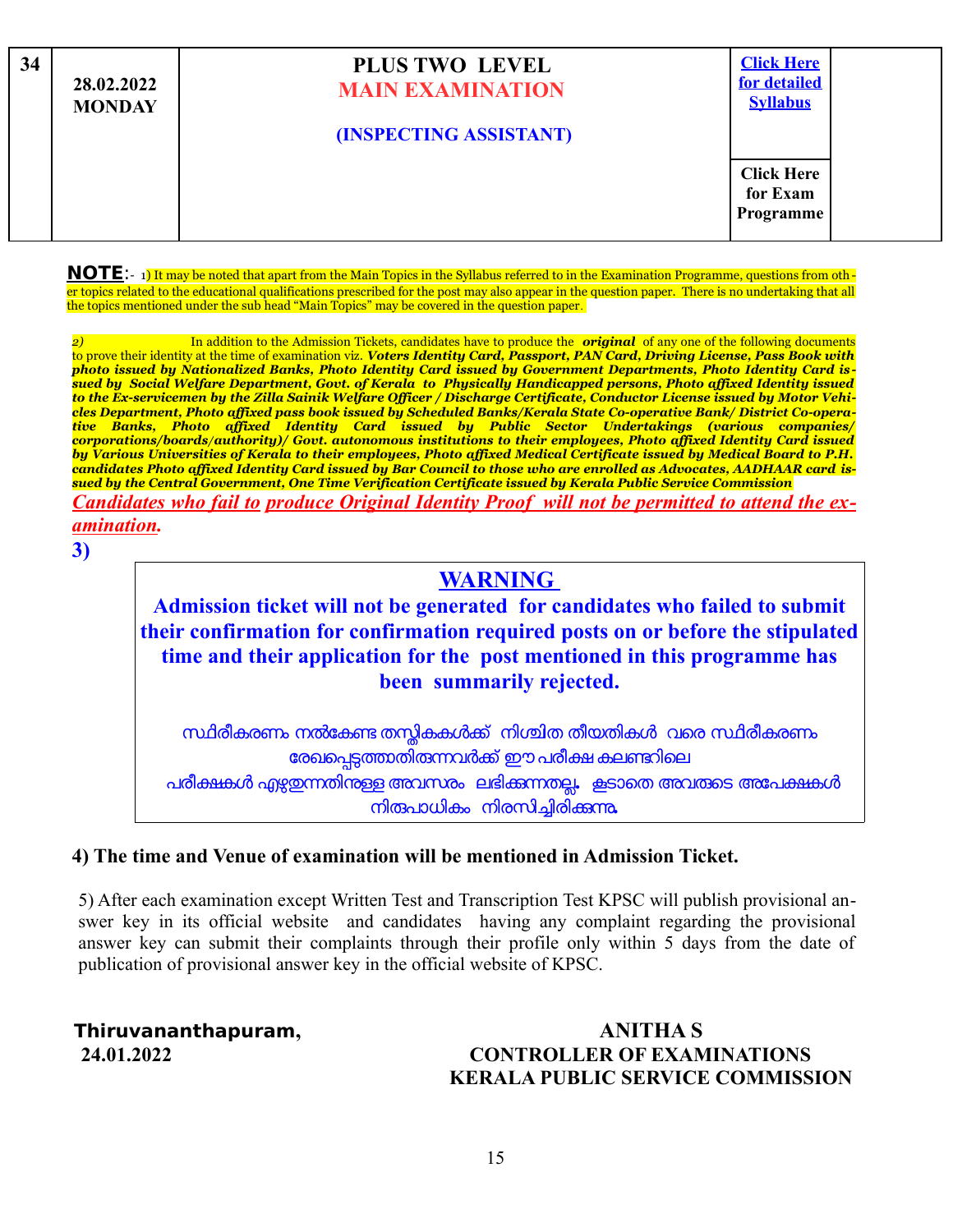| | | | | |
|---|---|---|---|---|
| 34 | 28.02.2022 MONDAY | PLUS TWO LEVEL **MAIN EXAMINATION** (INSPECTING ASSISTANT) | Click Here for detailed Syllabus<br>Click Here for Exam Programme | |

**NOTE**:- 1) It may be noted that apart from the Main Topics in the Syllabus referred to in the Examination Programme, questions from other topics related to the educational qualifications prescribed for the post may also appear in the question paper. There is no undertaking that all the topics mentioned under the sub head "Main Topics" may be covered in the question paper.

2) In addition to the Admission Tickets, candidates have to produce the ***original*** of any one of the following documents to prove their identity at the time of examination viz. ***Voters Identity Card, Passport, PAN Card, Driving License, Pass Book with photo issued by Nationalized Banks, Photo Identity Card issued by Government Departments, Photo Identity Card issued by Social Welfare Department, Govt. of Kerala to Physically Handicapped persons, Photo affixed Identity issued to the Ex-servicemen by the Zilla Sainik Welfare Officer / Discharge Certificate, Conductor License issued by Motor Vehicles Department, Photo affixed pass book issued by Scheduled Banks/Kerala State Co-operative Bank/ District Co-operative Banks, Photo affixed Identity Card issued by Public Sector Undertakings (various companies/ corporations/boards/authority)/ Govt. autonomous institutions to their employees, Photo affixed Identity Card issued by Various Universities of Kerala to their employees, Photo affixed Medical Certificate issued by Medical Board to P.H. candidates Photo affixed Identity Card issued by Bar Council to those who are enrolled as Advocates, AADHAAR card issued by the Central Government, One Time Verification Certificate issued by Kerala Public Service Commission***

***Candidates who fail to produce Original Identity Proof will not be permitted to attend the examination.***

**3)**

## WARNING

**Admission ticket will not be generated for candidates who failed to submit their confirmation for confirmation required posts on or before the stipulated time and their application for the post mentioned in this programme has been summarily rejected.**

സ്ഥിരീകരണം നൽകേണ്ട തസ്തികകൾക്ക് നിശ്ചിത തീയതികൾ വരെ സ്ഥിരീകരണം രേഖപ്പെടുത്താതിരുന്നവർക്ക് ഈ പരീക്ഷ കലണ്ടറിലെ പരീക്ഷകൾ എഴുതുന്നതിനുള്ള അവസരം ലഭിക്കുന്നതല്ല. കൂടാതെ അവരുടെ അപേക്ഷകൾ നിരുപാധികം നിരസിച്ചിരിക്കുന്നു.

**4) The time and Venue of examination will be mentioned in Admission Ticket.**

5) After each examination except Written Test and Transcription Test KPSC will publish provisional answer key in its official website and candidates having any complaint regarding the provisional answer key can submit their complaints through their profile only within 5 days from the date of publication of provisional answer key in the official website of KPSC.

**Thiruvananthapuram,**
**24.01.2022**

**ANITHA S**
**CONTROLLER OF EXAMINATIONS**
**KERALA PUBLIC SERVICE COMMISSION**